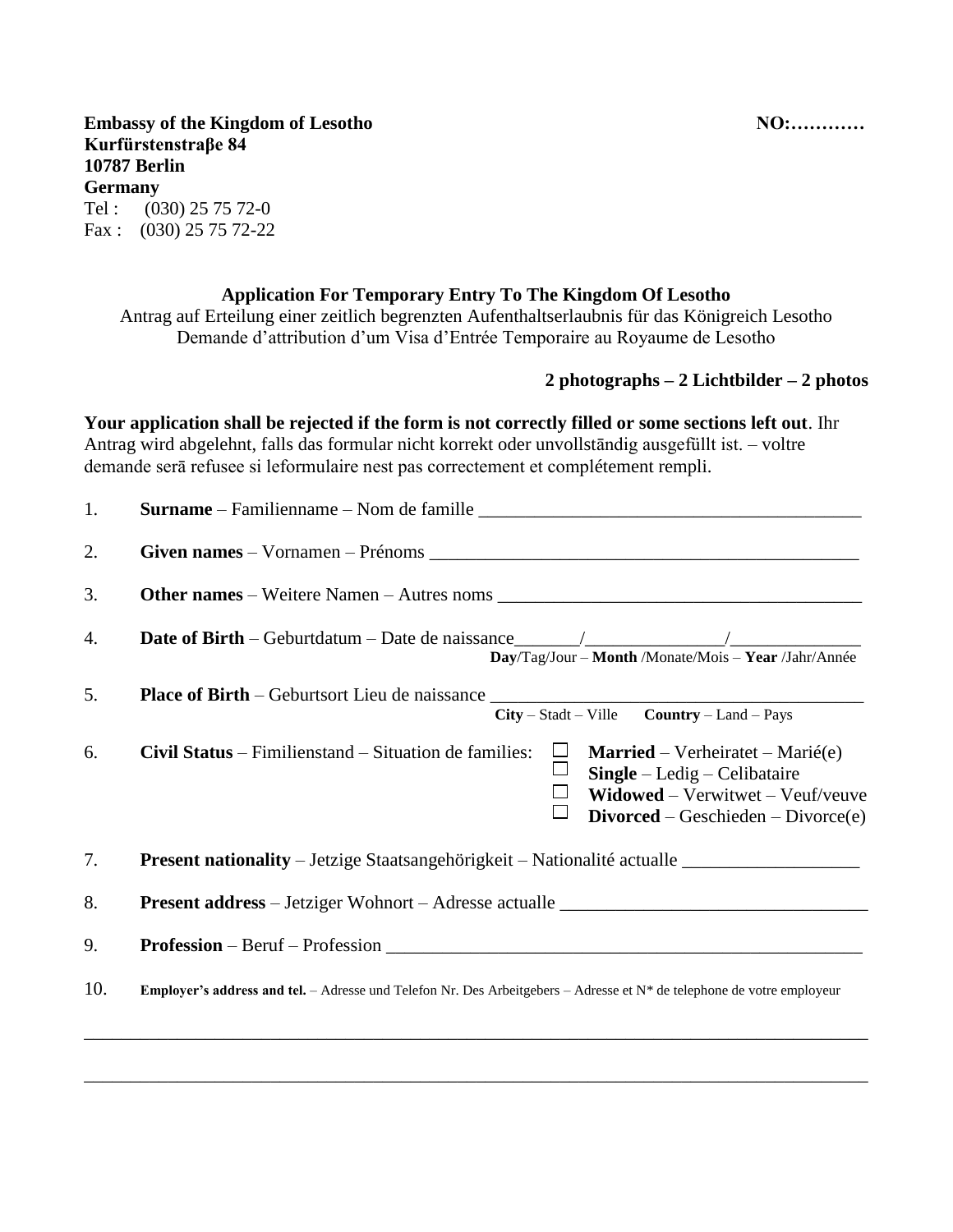**Embassy of the Kingdom of Lesotho** **NO:…………**
**Kurfürstenstraβe 84**
**10787 Berlin**
**Germany**
Tel : (030) 25 75 72-0
Fax : (030) 25 75 72-22

**Application For Temporary Entry To The Kingdom Of Lesotho**
Antrag auf Erteilung einer zeitlich begrenzten Aufenthaltserlaubnis für das Königreich Lesotho
Demande d'attribution d'um Visa d'Entrée Temporaire au Royaume de Lesotho

**2 photographs – 2 Lichtbilder – 2 photos**

**Your application shall be rejected if the form is not correctly filled or some sections left out**. Ihr Antrag wird abgelehnt, falls das formular nicht korrekt oder unvollständig ausgefüllt ist. – voltre demande serā refusee si leformulaire nest pas correctement et complétement rempli.

1. **Surname** – Familienname – Nom de famille ________________________________________

2. **Given names** – Vornamen – Prénoms ____________________________________________

3. **Other names** – Weitere Namen – Autres noms ______________________________________

4. **Date of Birth** – Geburtdatum – Date de naissance_______/_______________/______________
   **Day**/Tag/Jour – **Month** /Monate/Mois – **Year** /Jahr/Année

5. **Place of Birth** – Geburtsort Lieu de naissance ______________________________________
   **City** – Stadt – Ville **Country** – Land – Pays

6. **Civil Status** – Fimilienstand – Situation de families:
   - ☐ **Married** – Verheiratet – Marié(e)
   - ☐ **Single** – Ledig – Celibataire
   - ☐ **Widowed** – Verwitwet – Veuf/veuve
   - ☐ **Divorced** – Geschieden – Divorce(e)

7. **Present nationality** – Jetzige Staatsangehörigkeit – Nationalité actualle __________________

8. **Present address** – Jetziger Wohnort – Adresse actualle ________________________________

9. **Profession** – Beruf – Profession __________________________________________________

10. **Employer's address and tel.** – Adresse und Telefon Nr. Des Arbeitgebers – Adresse et N* de telephone de votre employeur

_____________________________________________________________________________________

_____________________________________________________________________________________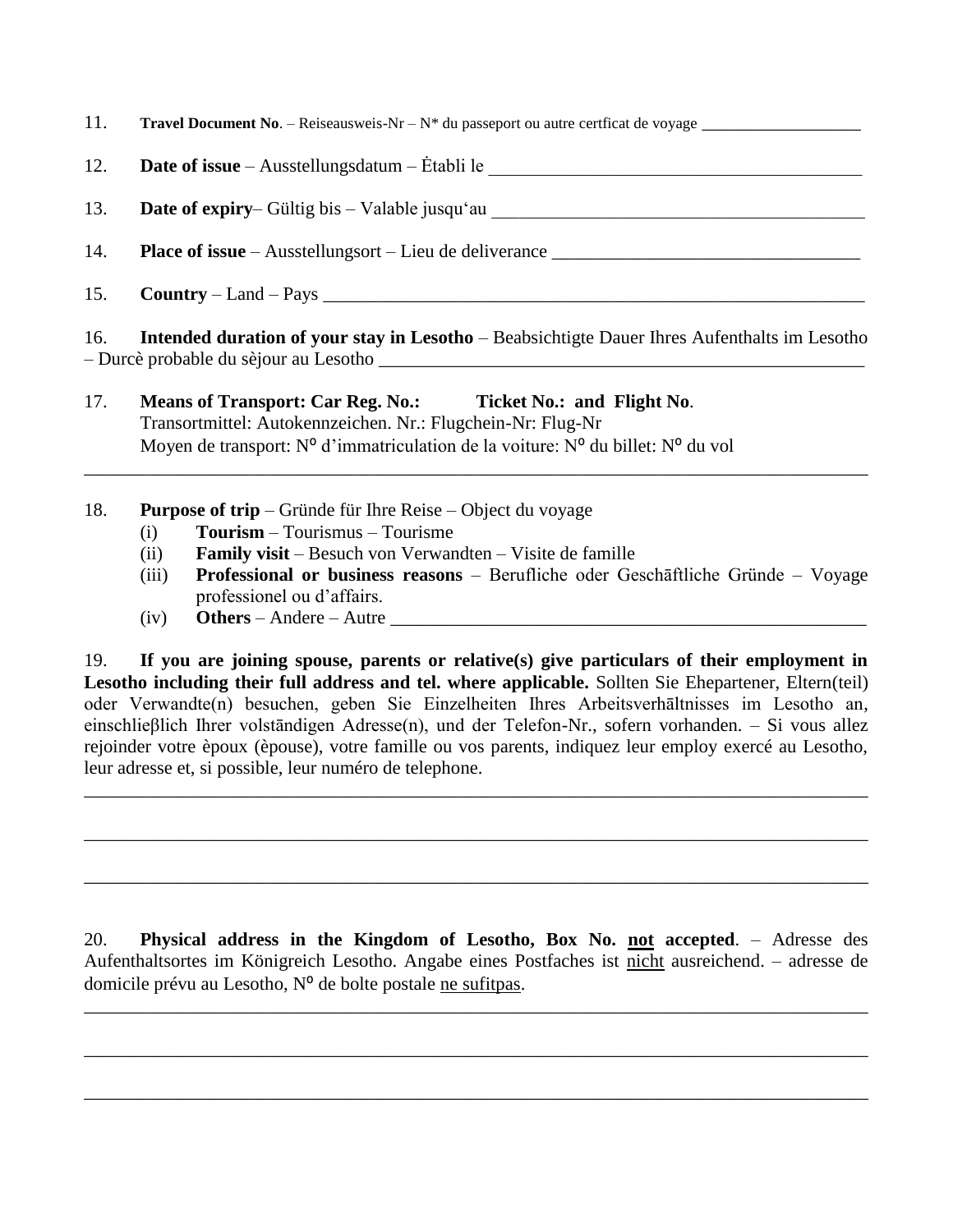11. **Travel Document No**. – Reiseausweis-Nr – N* du passeport ou autre certficat de voyage ___________________

12. **Date of issue** – Ausstellungsdatum – Ėtabli le _________________________________________

13. **Date of expiry**– Gültig bis – Valable jusqu'au _________________________________________

14. **Place of issue** – Ausstellungsort – Lieu de deliverance _________________________________

15. **Country** – Land – Pays ____________________________________________________________

16. **Intended duration of your stay in Lesotho** – Beabsichtigte Dauer Ihres Aufenthalts im Lesotho – Durcè probable du sèjour au Lesotho _______________________________________________________

17. **Means of Transport: Car Reg. No.: Ticket No.: and Flight No**.
    Transortmittel: Autokennzeichen. Nr.: Flugchein-Nr: Flug-Nr
    Moyen de transport: N⁰ d'immatriculation de la voiture: N⁰ du billet: N⁰ du vol

_______________________________________________________________________________________

18. **Purpose of trip** – Gründe für Ihre Reise – Object du voyage
    (i) **Tourism** – Tourismus – Tourisme
    (ii) **Family visit** – Besuch von Verwandten – Visite de famille
    (iii) **Professional or business reasons** – Berufliche oder Geschāftliche Gründe – Voyage professionel ou d'affairs.
    (iv) **Others** – Andere – Autre ___________________________________________________

19. **If you are joining spouse, parents or relative(s) give particulars of their employment in Lesotho including their full address and tel. where applicable.** Sollten Sie Ehepartener, Eltern(teil) oder Verwandte(n) besuchen, geben Sie Einzelheiten Ihres Arbeitsverhāltnisses im Lesotho an, einschlieβlich Ihrer volstāndigen Adresse(n), und der Telefon-Nr., sofern vorhanden. – Si vous allez rejoinder votre èpoux (èpouse), votre famille ou vos parents, indiquez leur employ exercé au Lesotho, leur adresse et, si possible, leur numéro de telephone.

_______________________________________________________________________________________

_______________________________________________________________________________________

_______________________________________________________________________________________

20. **Physical address in the Kingdom of Lesotho, Box No. <u>not</u> accepted**. – Adresse des Aufenthaltsortes im Königreich Lesotho. Angabe eines Postfaches ist <u>nicht</u> ausreichend. – adresse de domicile prévu au Lesotho, N⁰ de bolte postale <u>ne sufitpas</u>.

_______________________________________________________________________________________

_______________________________________________________________________________________

_______________________________________________________________________________________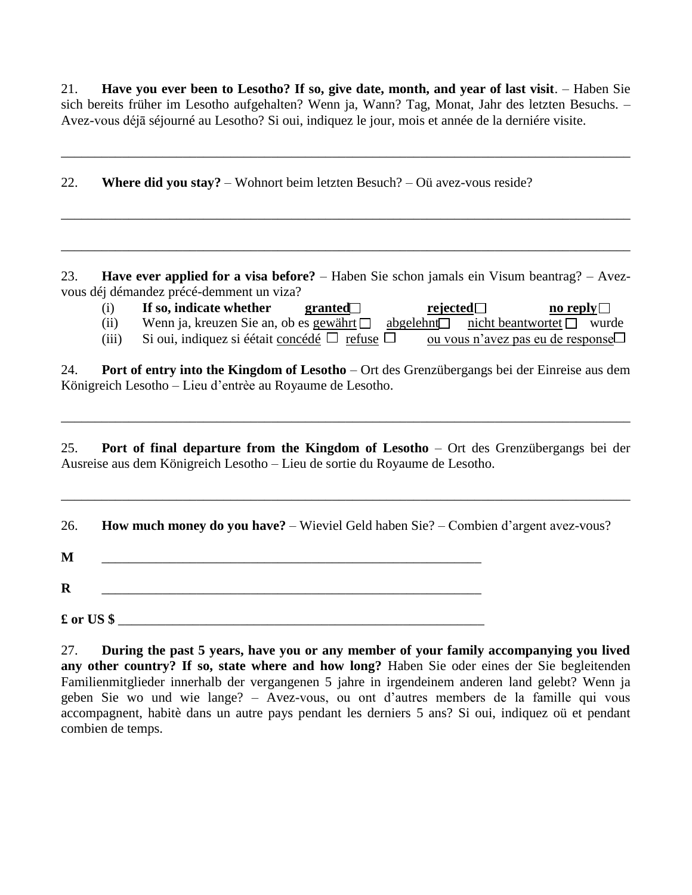21. **Have you ever been to Lesotho? If so, give date, month, and year of last visit**. – Haben Sie sich bereits früher im Lesotho aufgehalten? Wenn ja, Wann? Tag, Monat, Jahr des letzten Besuchs. – Avez-vous déjā séjourné au Lesotho? Si oui, indiquez le jour, mois et année de la derniére visite.

______________________________________________________________________________

22. **Where did you stay?** – Wohnort beim letzten Besuch? – Oü avez-vous reside?

______________________________________________________________________________

______________________________________________________________________________

23. **Have ever applied for a visa before?** – Haben Sie schon jamals ein Visum beantrag? – Avez-vous déj démandez précé-demment un viza?

(i) **If so, indicate whether** **granted**☐ **rejected**☐ **no reply**☐

(ii) Wenn ja, kreuzen Sie an, ob es gewährt ☐ abgelehnt☐ nicht beantwortet ☐ wurde

(iii) Si oui, indiquez si éétait concédé ☐ refuse ☐ ou vous n'avez pas eu de response☐

24. **Port of entry into the Kingdom of Lesotho** – Ort des Grenzübergangs bei der Einreise aus dem Königreich Lesotho – Lieu d'entrèe au Royaume de Lesotho.

______________________________________________________________________________

25. **Port of final departure from the Kingdom of Lesotho** – Ort des Grenzübergangs bei der Ausreise aus dem Königreich Lesotho – Lieu de sortie du Royaume de Lesotho.

______________________________________________________________________________

26. **How much money do you have?** – Wieviel Geld haben Sie? – Combien d'argent avez-vous?

**M** ____________________________________________________________

**R** ____________________________________________________________

**£ or US $** ____________________________________________________________

27. **During the past 5 years, have you or any member of your family accompanying you lived any other country? If so, state where and how long?** Haben Sie oder eines der Sie begleitenden Familienmitglieder innerhalb der vergangenen 5 jahre in irgendeinem anderen land gelebt? Wenn ja geben Sie wo und wie lange? – Avez-vous, ou ont d'autres members de la famille qui vous accompagnent, habitè dans un autre pays pendant les derniers 5 ans? Si oui, indiquez oü et pendant combien de temps.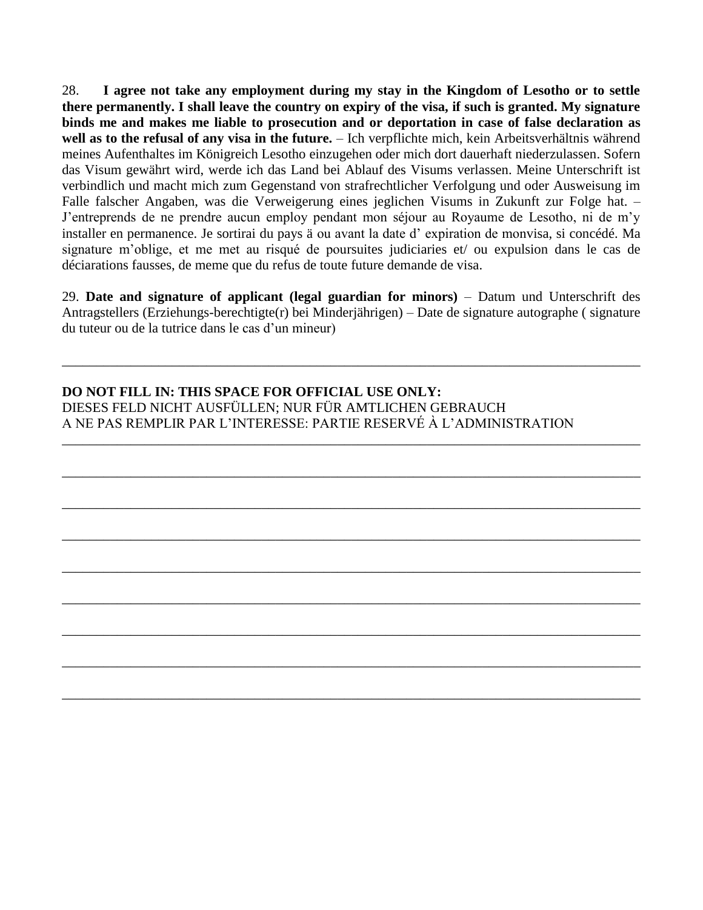28. **I agree not take any employment during my stay in the Kingdom of Lesotho or to settle there permanently. I shall leave the country on expiry of the visa, if such is granted. My signature binds me and makes me liable to prosecution and or deportation in case of false declaration as well as to the refusal of any visa in the future.** – Ich verpflichte mich, kein Arbeitsverhältnis während meines Aufenthaltes im Königreich Lesotho einzugehen oder mich dort dauerhaft niederzulassen. Sofern das Visum gewährt wird, werde ich das Land bei Ablauf des Visums verlassen. Meine Unterschrift ist verbindlich und macht mich zum Gegenstand von strafrechtlicher Verfolgung und oder Ausweisung im Falle falscher Angaben, was die Verweigerung eines jeglichen Visums in Zukunft zur Folge hat. – J'entreprends de ne prendre aucun employ pendant mon séjour au Royaume de Lesotho, ni de m'y installer en permanence. Je sortirai du pays ä ou avant la date d' expiration de monvisa, si concédé. Ma signature m'oblige, et me met au risqué de poursuites judiciaries et/ ou expulsion dans le cas de déciarations fausses, de meme que du refus de toute future demande de visa.

29. **Date and signature of applicant (legal guardian for minors)** – Datum und Unterschrift des Antragstellers (Erziehungs-berechtigte(r) bei Minderjährigen) – Date de signature autographe ( signature du tuteur ou de la tutrice dans le cas d'un mineur)

\_\_\_\_\_\_\_\_\_\_\_\_\_\_\_\_\_\_\_\_\_\_\_\_\_\_\_\_\_\_\_\_\_\_\_\_\_\_\_\_\_\_\_\_\_\_\_\_\_\_\_\_\_\_\_\_\_\_\_\_\_\_\_\_\_\_\_\_\_\_\_\_\_\_

**DO NOT FILL IN: THIS SPACE FOR OFFICIAL USE ONLY:**
DIESES FELD NICHT AUSFÜLLEN; NUR FÜR AMTLICHEN GEBRAUCH
A NE PAS REMPLIR PAR L'INTERESSE: PARTIE RESERVÉ À L'ADMINISTRATION

\_\_\_\_\_\_\_\_\_\_\_\_\_\_\_\_\_\_\_\_\_\_\_\_\_\_\_\_\_\_\_\_\_\_\_\_\_\_\_\_\_\_\_\_\_\_\_\_\_\_\_\_\_\_\_\_\_\_\_\_\_\_\_\_\_\_\_\_\_\_\_\_\_\_

\_\_\_\_\_\_\_\_\_\_\_\_\_\_\_\_\_\_\_\_\_\_\_\_\_\_\_\_\_\_\_\_\_\_\_\_\_\_\_\_\_\_\_\_\_\_\_\_\_\_\_\_\_\_\_\_\_\_\_\_\_\_\_\_\_\_\_\_\_\_\_\_\_\_

\_\_\_\_\_\_\_\_\_\_\_\_\_\_\_\_\_\_\_\_\_\_\_\_\_\_\_\_\_\_\_\_\_\_\_\_\_\_\_\_\_\_\_\_\_\_\_\_\_\_\_\_\_\_\_\_\_\_\_\_\_\_\_\_\_\_\_\_\_\_\_\_\_\_

\_\_\_\_\_\_\_\_\_\_\_\_\_\_\_\_\_\_\_\_\_\_\_\_\_\_\_\_\_\_\_\_\_\_\_\_\_\_\_\_\_\_\_\_\_\_\_\_\_\_\_\_\_\_\_\_\_\_\_\_\_\_\_\_\_\_\_\_\_\_\_\_\_\_

\_\_\_\_\_\_\_\_\_\_\_\_\_\_\_\_\_\_\_\_\_\_\_\_\_\_\_\_\_\_\_\_\_\_\_\_\_\_\_\_\_\_\_\_\_\_\_\_\_\_\_\_\_\_\_\_\_\_\_\_\_\_\_\_\_\_\_\_\_\_\_\_\_\_

\_\_\_\_\_\_\_\_\_\_\_\_\_\_\_\_\_\_\_\_\_\_\_\_\_\_\_\_\_\_\_\_\_\_\_\_\_\_\_\_\_\_\_\_\_\_\_\_\_\_\_\_\_\_\_\_\_\_\_\_\_\_\_\_\_\_\_\_\_\_\_\_\_\_

\_\_\_\_\_\_\_\_\_\_\_\_\_\_\_\_\_\_\_\_\_\_\_\_\_\_\_\_\_\_\_\_\_\_\_\_\_\_\_\_\_\_\_\_\_\_\_\_\_\_\_\_\_\_\_\_\_\_\_\_\_\_\_\_\_\_\_\_\_\_\_\_\_\_

\_\_\_\_\_\_\_\_\_\_\_\_\_\_\_\_\_\_\_\_\_\_\_\_\_\_\_\_\_\_\_\_\_\_\_\_\_\_\_\_\_\_\_\_\_\_\_\_\_\_\_\_\_\_\_\_\_\_\_\_\_\_\_\_\_\_\_\_\_\_\_\_\_\_

\_\_\_\_\_\_\_\_\_\_\_\_\_\_\_\_\_\_\_\_\_\_\_\_\_\_\_\_\_\_\_\_\_\_\_\_\_\_\_\_\_\_\_\_\_\_\_\_\_\_\_\_\_\_\_\_\_\_\_\_\_\_\_\_\_\_\_\_\_\_\_\_\_\_